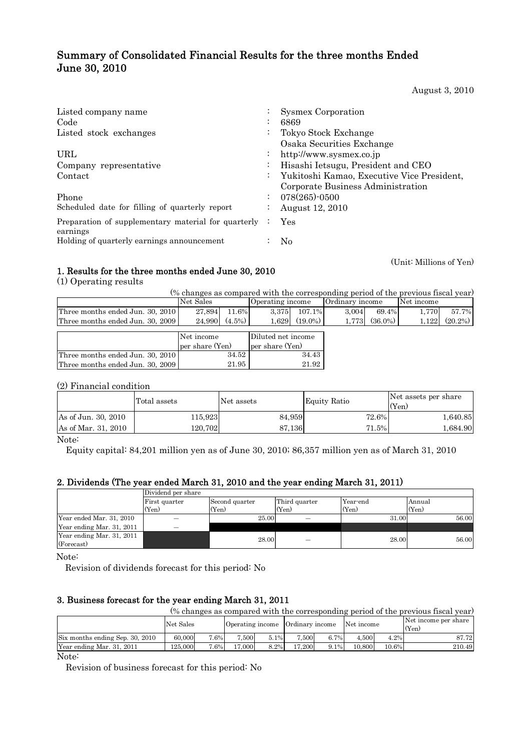# Summary of Consolidated Financial Results for the three months Ended June 30, 2010

August 3, 2010

| | | |
|---|---|---|
| Listed company name | : | Sysmex Corporation |
| Code | : | 6869 |
| Listed stock exchanges | : | Tokyo Stock Exchange<br>Osaka Securities Exchange |
| URL | : | http://www.sysmex.co.jp |
| Company representative | : | Hisashi Ietsugu, President and CEO |
| Contact | : | Yukitoshi Kamao, Executive Vice President, Corporate Business Administration |
| Phone | : | 078(265)-0500 |
| Scheduled date for filling of quarterly report | : | August 12, 2010 |
| Preparation of supplementary material for quarterly earnings | : | Yes |
| Holding of quarterly earnings announcement | : | No |

(Unit: Millions of Yen)

## 1. Results for the three months ended June 30, 2010

(1) Operating results

(% changes as compared with the corresponding period of the previous fiscal year)

| | Net Sales | | Operating income | | Ordinary income | | Net income | |
|---|---|---|---|---|---|---|---|---|
| Three months ended Jun. 30, 2010 | 27,894 | 11.6% | 3,375 | 107.1% | 3,004 | 69.4% | 1,770 | 57.7% |
| Three months ended Jun. 30, 2009 | 24,990 | (4.5%) | 1,629 | (19.0%) | 1,773 | (36.0%) | 1,122 | (20.2%) |

| | Net income per share (Yen) | Diluted net income per share (Yen) |
|---|---|---|
| Three months ended Jun. 30, 2010 | 34.52 | 34.43 |
| Three months ended Jun. 30, 2009 | 21.95 | 21.92 |

(2) Financial condition

| | Total assets | Net assets | Equity Ratio | Net assets per share (Yen) |
|---|---|---|---|---|
| As of Jun. 30, 2010 | 115,923 | 84,959 | 72.6% | 1,640.85 |
| As of Mar. 31, 2010 | 120,702 | 87,136 | 71.5% | 1,684.90 |

Note:

Equity capital: 84,201 million yen as of June 30, 2010; 86,357 million yen as of March 31, 2010

## 2. Dividends (The year ended March 31, 2010 and the year ending March 31, 2011)

| | Dividend per share | | | | |
|---|---|---|---|---|---|
| | First quarter (Yen) | Second quarter (Yen) | Third quarter (Yen) | Year-end (Yen) | Annual (Yen) |
| Year ended Mar. 31, 2010 | ― | 25.00 | ― | 31.00 | 56.00 |
| Year ending Mar. 31, 2011 | ― | | | | |
| Year ending Mar. 31, 2011 (Forecast) | | 28.00 | ― | 28.00 | 56.00 |

Note:

Revision of dividends forecast for this period: No

## 3. Business forecast for the year ending March 31, 2011

(% changes as compared with the corresponding period of the previous fiscal year)

| | Net Sales | | Operating income | | Ordinary income | | Net income | | Net income per share (Yen) |
|---|---|---|---|---|---|---|---|---|---|
| Six months ending Sep. 30, 2010 | 60,000 | 7.6% | 7,500 | 5.1% | 7,500 | 6.7% | 4,500 | 4.2% | 87.72 |
| Year ending Mar. 31, 2011 | 125,000 | 7.6% | 17,000 | 8.2% | 17,200 | 9.1% | 10,800 | 10.6% | 210.49 |

Note:

Revision of business forecast for this period: No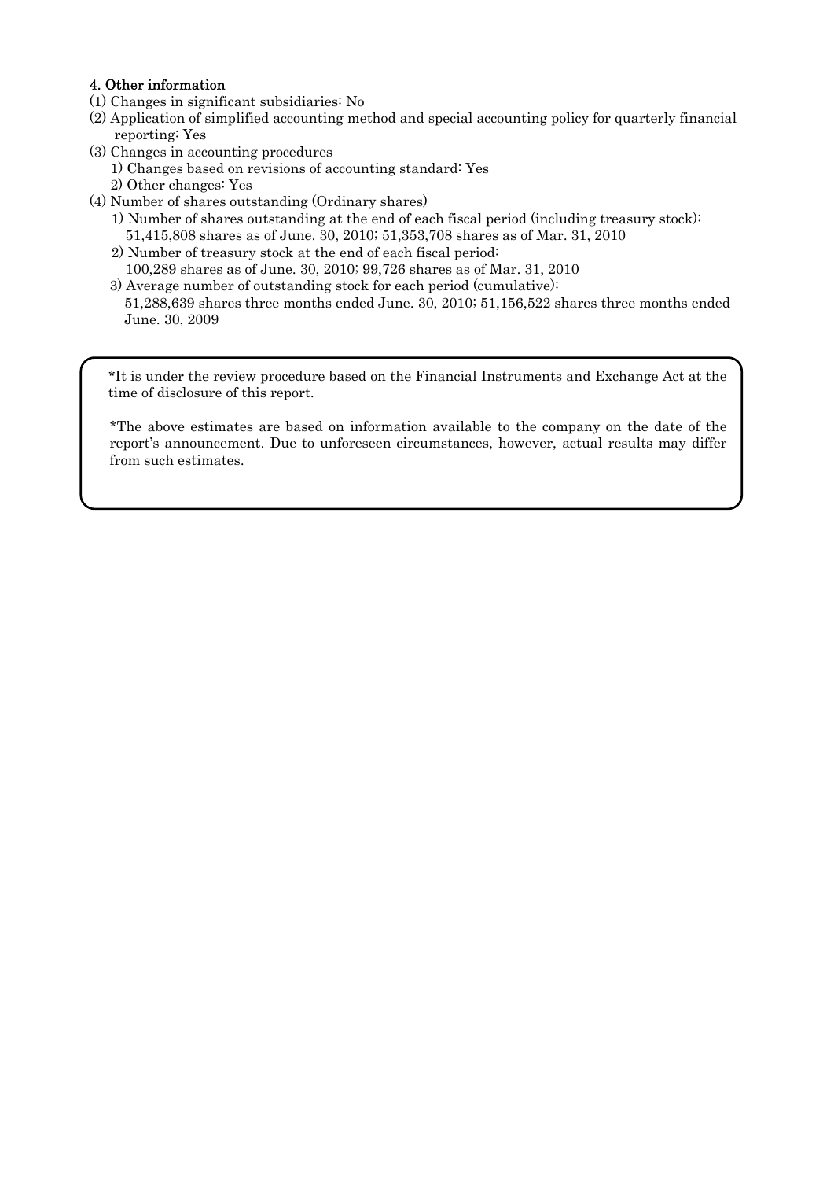#### 4. Other information

(1) Changes in significant subsidiaries: No

(2) Application of simplified accounting method and special accounting policy for quarterly financial reporting: Yes

(3) Changes in accounting procedures

  1) Changes based on revisions of accounting standard: Yes

  2) Other changes: Yes

(4) Number of shares outstanding (Ordinary shares)

  1) Number of shares outstanding at the end of each fiscal period (including treasury stock):
  51,415,808 shares as of June. 30, 2010; 51,353,708 shares as of Mar. 31, 2010

  2) Number of treasury stock at the end of each fiscal period:
  100,289 shares as of June. 30, 2010; 99,726 shares as of Mar. 31, 2010

  3) Average number of outstanding stock for each period (cumulative):
  51,288,639 shares three months ended June. 30, 2010; 51,156,522 shares three months ended June. 30, 2009

*It is under the review procedure based on the Financial Instruments and Exchange Act at the time of disclosure of this report.

*The above estimates are based on information available to the company on the date of the report's announcement. Due to unforeseen circumstances, however, actual results may differ from such estimates.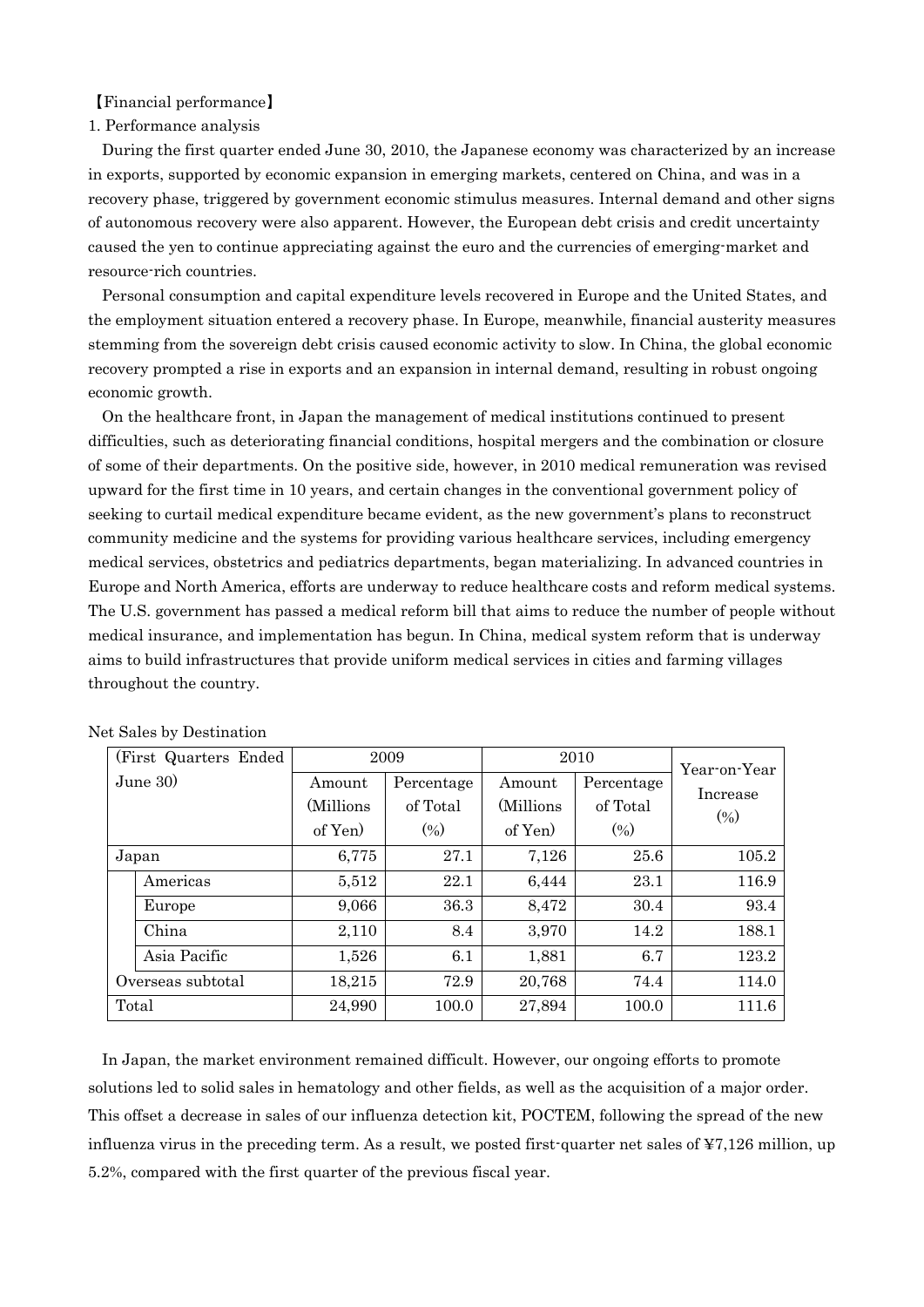【Financial performance】

1. Performance analysis

During the first quarter ended June 30, 2010, the Japanese economy was characterized by an increase in exports, supported by economic expansion in emerging markets, centered on China, and was in a recovery phase, triggered by government economic stimulus measures. Internal demand and other signs of autonomous recovery were also apparent. However, the European debt crisis and credit uncertainty caused the yen to continue appreciating against the euro and the currencies of emerging-market and resource-rich countries.

Personal consumption and capital expenditure levels recovered in Europe and the United States, and the employment situation entered a recovery phase. In Europe, meanwhile, financial austerity measures stemming from the sovereign debt crisis caused economic activity to slow. In China, the global economic recovery prompted a rise in exports and an expansion in internal demand, resulting in robust ongoing economic growth.

On the healthcare front, in Japan the management of medical institutions continued to present difficulties, such as deteriorating financial conditions, hospital mergers and the combination or closure of some of their departments. On the positive side, however, in 2010 medical remuneration was revised upward for the first time in 10 years, and certain changes in the conventional government policy of seeking to curtail medical expenditure became evident, as the new government's plans to reconstruct community medicine and the systems for providing various healthcare services, including emergency medical services, obstetrics and pediatrics departments, began materializing. In advanced countries in Europe and North America, efforts are underway to reduce healthcare costs and reform medical systems. The U.S. government has passed a medical reform bill that aims to reduce the number of people without medical insurance, and implementation has begun. In China, medical system reform that is underway aims to build infrastructures that provide uniform medical services in cities and farming villages throughout the country.

Net Sales by Destination

| (First Quarters Ended June 30) | 2009 | | 2010 | | Year-on-Year Increase (%) |
|---|---|---|---|---|---|
| | Amount (Millions of Yen) | Percentage of Total (%) | Amount (Millions of Yen) | Percentage of Total (%) | |
| Japan | 6,775 | 27.1 | 7,126 | 25.6 | 105.2 |
| Americas | 5,512 | 22.1 | 6,444 | 23.1 | 116.9 |
| Europe | 9,066 | 36.3 | 8,472 | 30.4 | 93.4 |
| China | 2,110 | 8.4 | 3,970 | 14.2 | 188.1 |
| Asia Pacific | 1,526 | 6.1 | 1,881 | 6.7 | 123.2 |
| Overseas subtotal | 18,215 | 72.9 | 20,768 | 74.4 | 114.0 |
| Total | 24,990 | 100.0 | 27,894 | 100.0 | 111.6 |

In Japan, the market environment remained difficult. However, our ongoing efforts to promote solutions led to solid sales in hematology and other fields, as well as the acquisition of a major order. This offset a decrease in sales of our influenza detection kit, POCTEM, following the spread of the new influenza virus in the preceding term. As a result, we posted first-quarter net sales of ¥7,126 million, up 5.2%, compared with the first quarter of the previous fiscal year.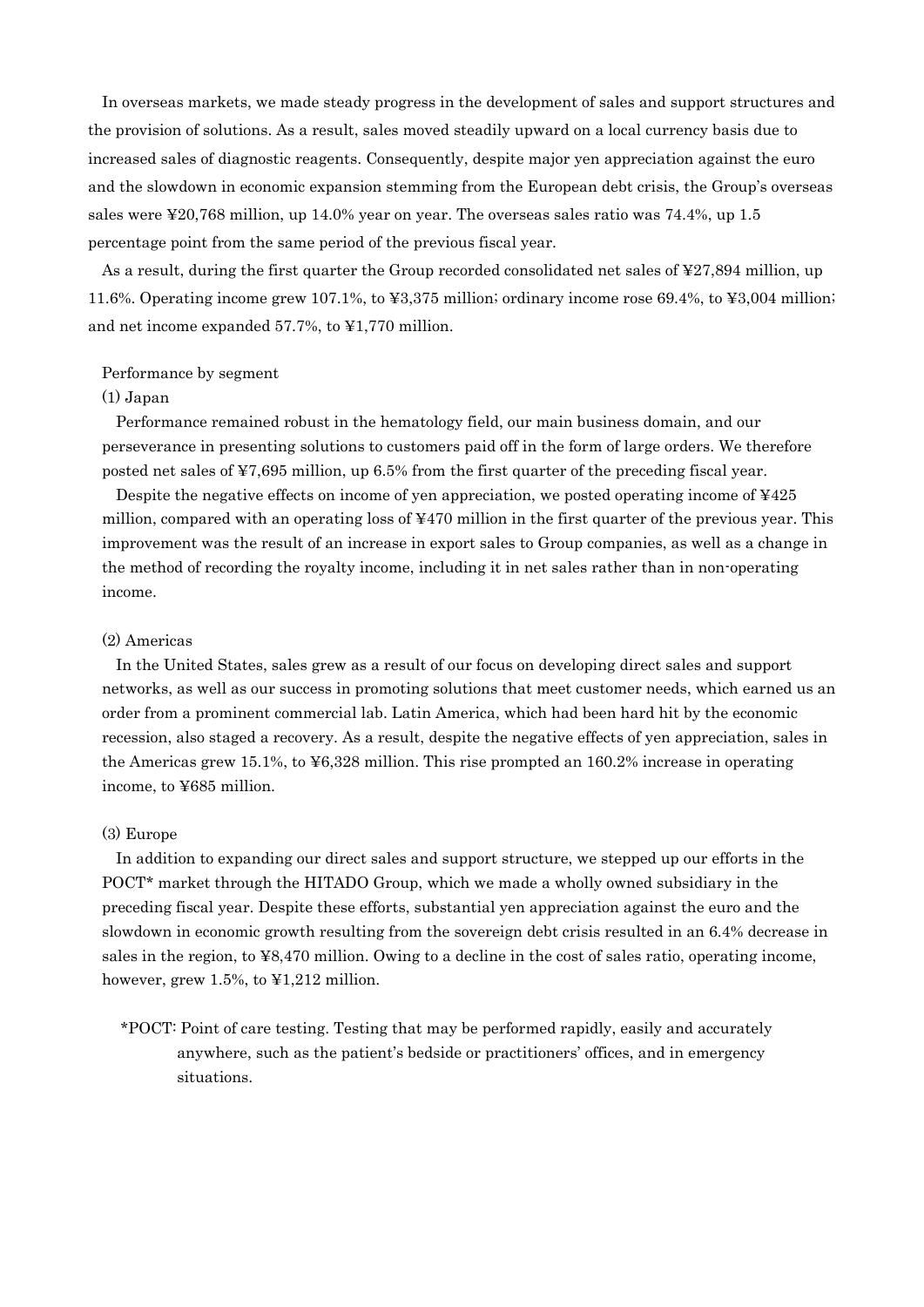In overseas markets, we made steady progress in the development of sales and support structures and the provision of solutions. As a result, sales moved steadily upward on a local currency basis due to increased sales of diagnostic reagents. Consequently, despite major yen appreciation against the euro and the slowdown in economic expansion stemming from the European debt crisis, the Group's overseas sales were ¥20,768 million, up 14.0% year on year. The overseas sales ratio was 74.4%, up 1.5 percentage point from the same period of the previous fiscal year.

As a result, during the first quarter the Group recorded consolidated net sales of ¥27,894 million, up 11.6%. Operating income grew 107.1%, to ¥3,375 million; ordinary income rose 69.4%, to ¥3,004 million; and net income expanded 57.7%, to ¥1,770 million.

Performance by segment

(1) Japan

Performance remained robust in the hematology field, our main business domain, and our perseverance in presenting solutions to customers paid off in the form of large orders. We therefore posted net sales of ¥7,695 million, up 6.5% from the first quarter of the preceding fiscal year.

Despite the negative effects on income of yen appreciation, we posted operating income of ¥425 million, compared with an operating loss of ¥470 million in the first quarter of the previous year. This improvement was the result of an increase in export sales to Group companies, as well as a change in the method of recording the royalty income, including it in net sales rather than in non-operating income.

(2) Americas

In the United States, sales grew as a result of our focus on developing direct sales and support networks, as well as our success in promoting solutions that meet customer needs, which earned us an order from a prominent commercial lab. Latin America, which had been hard hit by the economic recession, also staged a recovery. As a result, despite the negative effects of yen appreciation, sales in the Americas grew 15.1%, to ¥6,328 million. This rise prompted an 160.2% increase in operating income, to ¥685 million.

(3) Europe

In addition to expanding our direct sales and support structure, we stepped up our efforts in the POCT* market through the HITADO Group, which we made a wholly owned subsidiary in the preceding fiscal year. Despite these efforts, substantial yen appreciation against the euro and the slowdown in economic growth resulting from the sovereign debt crisis resulted in an 6.4% decrease in sales in the region, to ¥8,470 million. Owing to a decline in the cost of sales ratio, operating income, however, grew 1.5%, to ¥1,212 million.

*POCT: Point of care testing. Testing that may be performed rapidly, easily and accurately anywhere, such as the patient's bedside or practitioners' offices, and in emergency situations.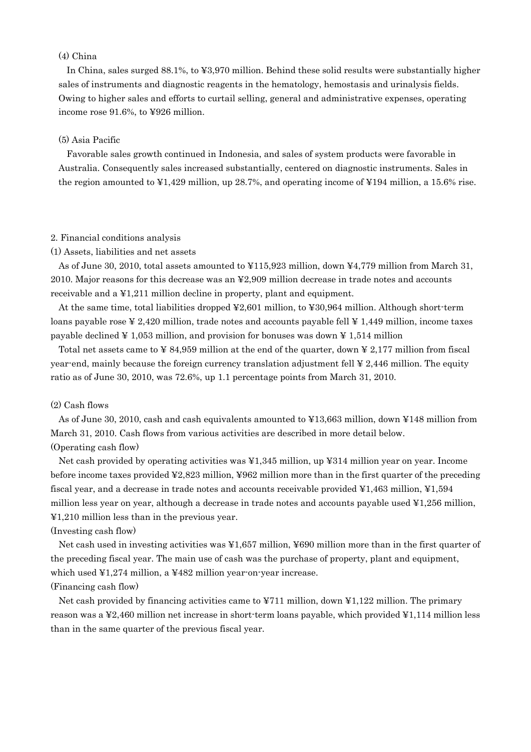(4) China

In China, sales surged 88.1%, to ¥3,970 million. Behind these solid results were substantially higher sales of instruments and diagnostic reagents in the hematology, hemostasis and urinalysis fields. Owing to higher sales and efforts to curtail selling, general and administrative expenses, operating income rose 91.6%, to ¥926 million.

(5) Asia Pacific

Favorable sales growth continued in Indonesia, and sales of system products were favorable in Australia. Consequently sales increased substantially, centered on diagnostic instruments. Sales in the region amounted to ¥1,429 million, up 28.7%, and operating income of ¥194 million, a 15.6% rise.

## 2. Financial conditions analysis

### (1) Assets, liabilities and net assets

As of June 30, 2010, total assets amounted to ¥115,923 million, down ¥4,779 million from March 31, 2010. Major reasons for this decrease was an ¥2,909 million decrease in trade notes and accounts receivable and a ¥1,211 million decline in property, plant and equipment.

At the same time, total liabilities dropped ¥2,601 million, to ¥30,964 million. Although short-term loans payable rose ¥ 2,420 million, trade notes and accounts payable fell ¥ 1,449 million, income taxes payable declined ¥ 1,053 million, and provision for bonuses was down ¥ 1,514 million

Total net assets came to ¥ 84,959 million at the end of the quarter, down ¥ 2,177 million from fiscal year-end, mainly because the foreign currency translation adjustment fell ¥ 2,446 million. The equity ratio as of June 30, 2010, was 72.6%, up 1.1 percentage points from March 31, 2010.

### (2) Cash flows

As of June 30, 2010, cash and cash equivalents amounted to ¥13,663 million, down ¥148 million from March 31, 2010. Cash flows from various activities are described in more detail below.

(Operating cash flow)

Net cash provided by operating activities was ¥1,345 million, up ¥314 million year on year. Income before income taxes provided ¥2,823 million, ¥962 million more than in the first quarter of the preceding fiscal year, and a decrease in trade notes and accounts receivable provided ¥1,463 million, ¥1,594 million less year on year, although a decrease in trade notes and accounts payable used ¥1,256 million, ¥1,210 million less than in the previous year.

(Investing cash flow)

Net cash used in investing activities was ¥1,657 million, ¥690 million more than in the first quarter of the preceding fiscal year. The main use of cash was the purchase of property, plant and equipment, which used ¥1,274 million, a ¥482 million year-on-year increase.

(Financing cash flow)

Net cash provided by financing activities came to ¥711 million, down ¥1,122 million. The primary reason was a ¥2,460 million net increase in short-term loans payable, which provided ¥1,114 million less than in the same quarter of the previous fiscal year.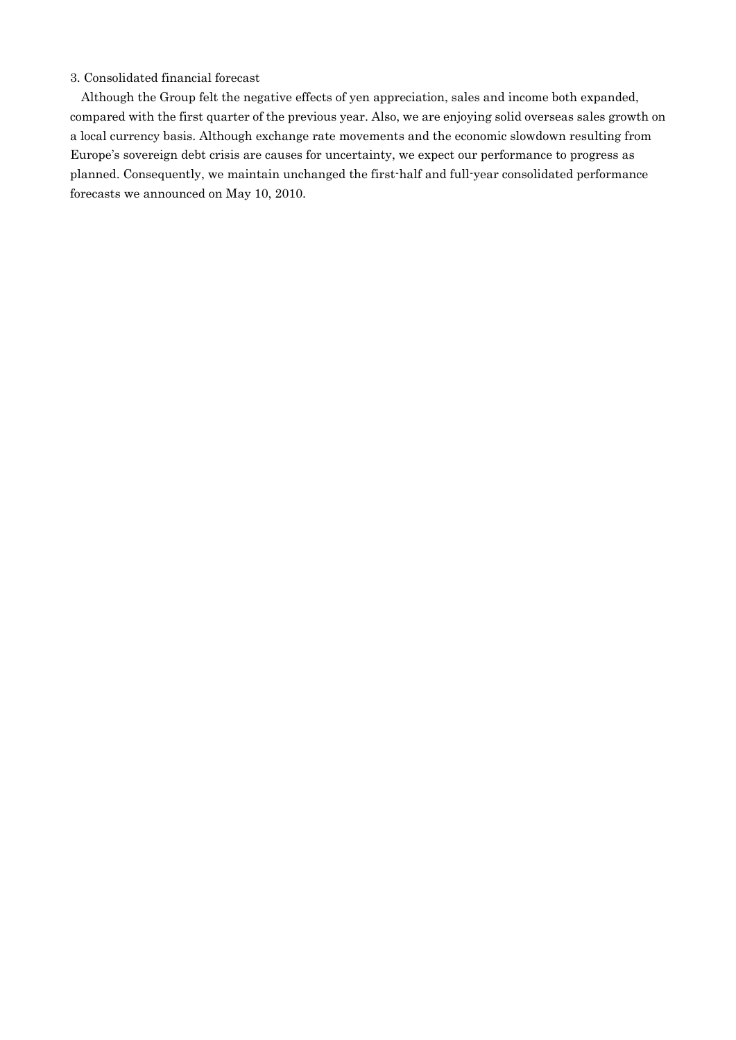### 3. Consolidated financial forecast

Although the Group felt the negative effects of yen appreciation, sales and income both expanded, compared with the first quarter of the previous year. Also, we are enjoying solid overseas sales growth on a local currency basis. Although exchange rate movements and the economic slowdown resulting from Europe's sovereign debt crisis are causes for uncertainty, we expect our performance to progress as planned. Consequently, we maintain unchanged the first-half and full-year consolidated performance forecasts we announced on May 10, 2010.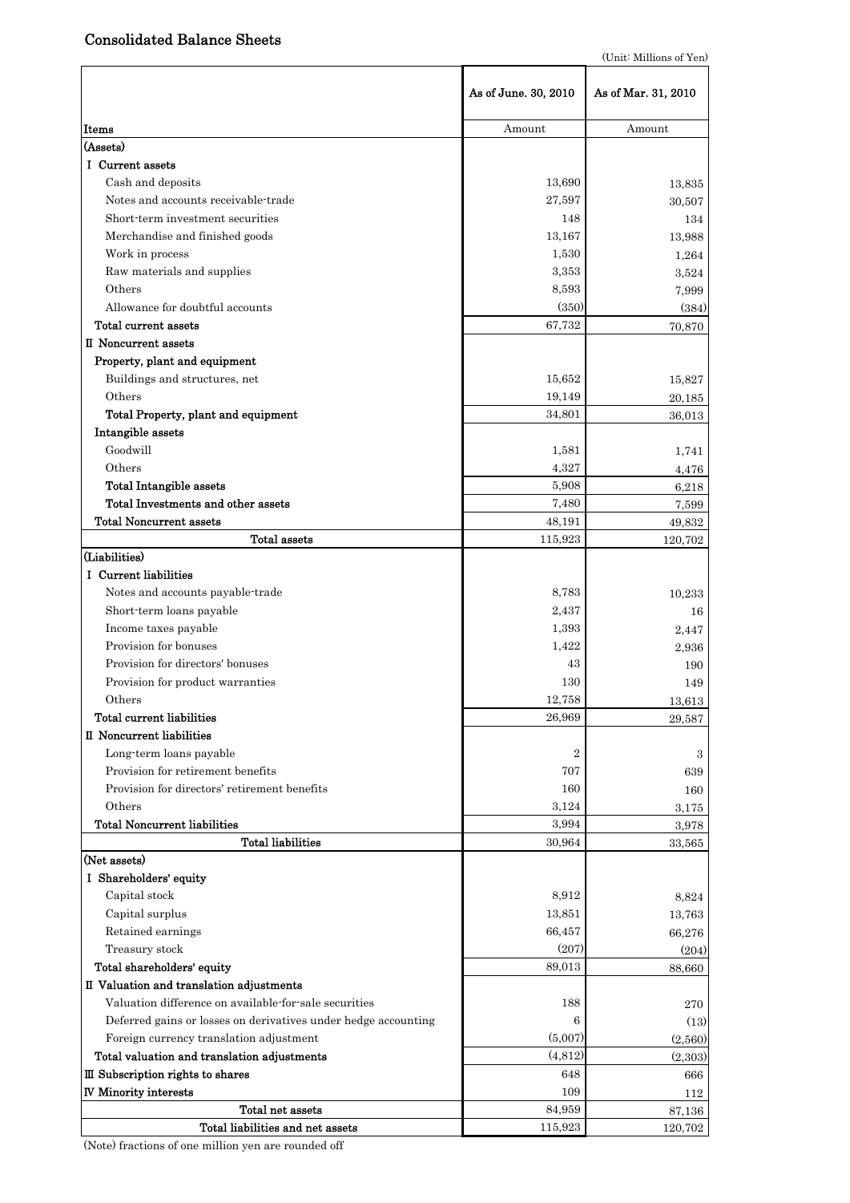# Consolidated Balance Sheets

(Unit: Millions of Yen)

| Items | As of June. 30, 2010 | As of Mar. 31, 2010 |
|---|---|---|
| | Amount | Amount |
| (Assets) | | |
| I Current assets | | |
| Cash and deposits | 13,690 | 13,835 |
| Notes and accounts receivable-trade | 27,597 | 30,507 |
| Short-term investment securities | 148 | 134 |
| Merchandise and finished goods | 13,167 | 13,988 |
| Work in process | 1,530 | 1,264 |
| Raw materials and supplies | 3,353 | 3,524 |
| Others | 8,593 | 7,999 |
| Allowance for doubtful accounts | (350) | (384) |
| Total current assets | 67,732 | 70,870 |
| II Noncurrent assets | | |
| Property, plant and equipment | | |
| Buildings and structures, net | 15,652 | 15,827 |
| Others | 19,149 | 20,185 |
| Total Property, plant and equipment | 34,801 | 36,013 |
| Intangible assets | | |
| Goodwill | 1,581 | 1,741 |
| Others | 4,327 | 4,476 |
| Total Intangible assets | 5,908 | 6,218 |
| Total Investments and other assets | 7,480 | 7,599 |
| Total Noncurrent assets | 48,191 | 49,832 |
| Total assets | 115,923 | 120,702 |
| (Liabilities) | | |
| I Current liabilities | | |
| Notes and accounts payable-trade | 8,783 | 10,233 |
| Short-term loans payable | 2,437 | 16 |
| Income taxes payable | 1,393 | 2,447 |
| Provision for bonuses | 1,422 | 2,936 |
| Provision for directors' bonuses | 43 | 190 |
| Provision for product warranties | 130 | 149 |
| Others | 12,758 | 13,613 |
| Total current liabilities | 26,969 | 29,587 |
| II Noncurrent liabilities | | |
| Long-term loans payable | 2 | 3 |
| Provision for retirement benefits | 707 | 639 |
| Provision for directors' retirement benefits | 160 | 160 |
| Others | 3,124 | 3,175 |
| Total Noncurrent liabilities | 3,994 | 3,978 |
| Total liabilities | 30,964 | 33,565 |
| (Net assets) | | |
| I Shareholders' equity | | |
| Capital stock | 8,912 | 8,824 |
| Capital surplus | 13,851 | 13,763 |
| Retained earnings | 66,457 | 66,276 |
| Treasury stock | (207) | (204) |
| Total shareholders' equity | 89,013 | 88,660 |
| II Valuation and translation adjustments | | |
| Valuation difference on available-for-sale securities | 188 | 270 |
| Deferred gains or losses on derivatives under hedge accounting | 6 | (13) |
| Foreign currency translation adjustment | (5,007) | (2,560) |
| Total valuation and translation adjustments | (4,812) | (2,303) |
| III Subscription rights to shares | 648 | 666 |
| IV Minority interests | 109 | 112 |
| Total net assets | 84,959 | 87,136 |
| Total liabilities and net assets | 115,923 | 120,702 |

(Note) fractions of one million yen are rounded off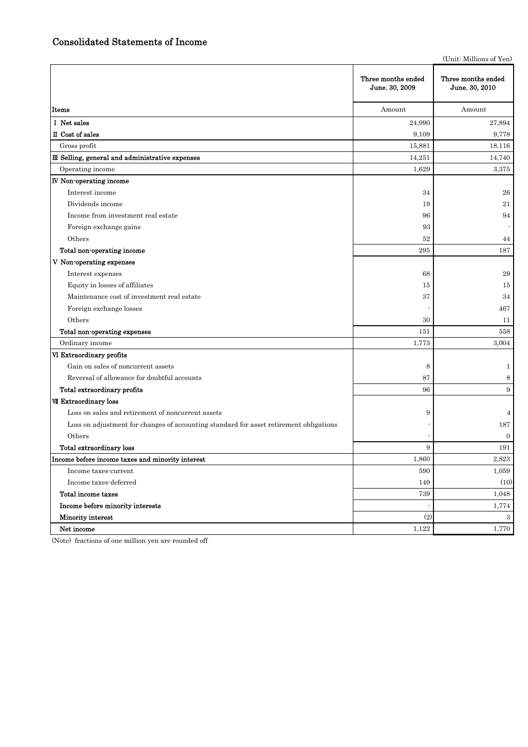# Consolidated Statements of Income

(Unit: Millions of Yen)

| Items | Three months ended June. 30, 2009 | Three months ended June. 30, 2010 |
|---|---|---|
| | Amount | Amount |
| **I Net sales** | 24,990 | 27,894 |
| **II Cost of sales** | 9,109 | 9,778 |
| Gross profit | 15,881 | 18,116 |
| **III Selling, general and administrative expenses** | 14,251 | 14,740 |
| Operating income | 1,629 | 3,375 |
| **IV Non-operating income** | | |
| Interest income | 34 | 26 |
| Dividends income | 19 | 21 |
| Income from investment real estate | 96 | 94 |
| Foreign exchange gains | 93 | - |
| Others | 52 | 44 |
| **Total non-operating income** | 295 | 187 |
| **V Non-operating expenses** | | |
| Interest expenses | 68 | 29 |
| Equity in losses of affiliates | 15 | 15 |
| Maintenance cost of investment real estate | 37 | 34 |
| Foreign exchange losses | - | 467 |
| Others | 30 | 11 |
| **Total non-operating expenses** | 151 | 558 |
| Ordinary income | 1,773 | 3,004 |
| **VI Extraordinary profits** | | |
| Gain on sales of noncurrent assets | 8 | 1 |
| Reversal of allowance for doubtful accounts | 87 | 8 |
| **Total extraordinary profits** | 96 | 9 |
| **VII Extraordinary loss** | | |
| Loss on sales and retirement of noncurrent assets | 9 | 4 |
| Loss on adjustment for changes of accounting standard for asset retirement obligations | - | 187 |
| Others | - | 0 |
| **Total extraordinary loss** | 9 | 191 |
| **Income before income taxes and minority interest** | 1,860 | 2,823 |
| Income taxes-current | 590 | 1,059 |
| Income taxes-deferred | 149 | (10) |
| **Total income taxes** | 739 | 1,048 |
| **Income before minority interests** | - | 1,774 |
| **Minority interest** | (2) | 3 |
| **Net income** | 1,122 | 1,770 |

(Note) fractions of one million yen are rounded off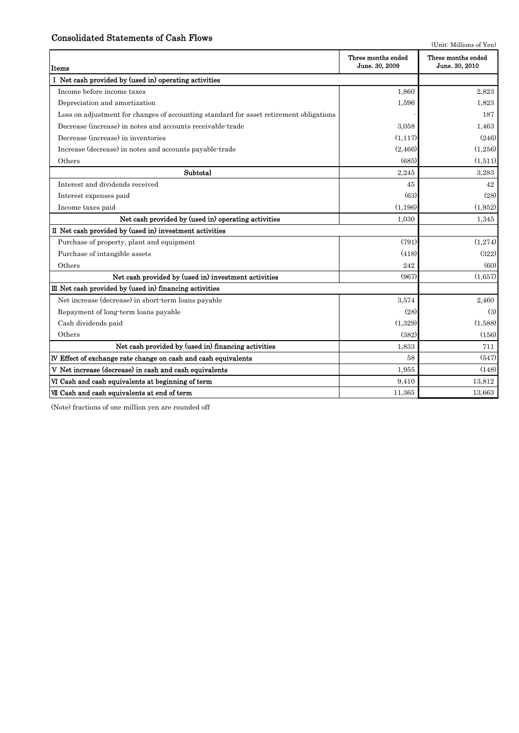## Consolidated Statements of Cash Flows

(Unit: Millions of Yen)

| Items | Three months ended June. 30, 2009 | Three months ended June. 30, 2010 |
|---|---|---|
| Ⅰ Net cash provided by (used in) operating activities | | |
| Income before income taxes | 1,860 | 2,823 |
| Depreciation and amortization | 1,596 | 1,823 |
| Loss on adjustment for changes of accounting standard for asset retirement obligations | - | 187 |
| Decrease (increase) in notes and accounts receivable-trade | 3,058 | 1,463 |
| Decrease (increase) in inventories | (1,117) | (246) |
| Increase (decrease) in notes and accounts payable-trade | (2,466) | (1,256) |
| Others | (685) | (1,511) |
| Subtotal | 2,245 | 3,283 |
| Interest and dividends received | 45 | 42 |
| Interest expenses paid | (63) | (28) |
| Income taxes paid | (1,196) | (1,952) |
| Net cash provided by (used in) operating activities | 1,030 | 1,345 |
| Ⅱ Net cash provided by (used in) investment activities | | |
| Purchase of property, plant and equipment | (791) | (1,274) |
| Purchase of intangible assets | (418) | (322) |
| Others | 242 | (60) |
| Net cash provided by (used in) investment activities | (967) | (1,657) |
| Ⅲ Net cash provided by (used in) financing activities | | |
| Net increase (decrease) in short-term loans payable | 3,574 | 2,460 |
| Repayment of long-term loans payable | (28) | (3) |
| Cash dividends paid | (1,329) | (1,588) |
| Others | (382) | (156) |
| Net cash provided by (used in) financing activities | 1,833 | 711 |
| Ⅳ Effect of exchange rate change on cash and cash equivalents | 58 | (547) |
| Ⅴ Net increase (decrease) in cash and cash equivalents | 1,955 | (148) |
| Ⅵ Cash and cash equivalents at beginning of term | 9,410 | 13,812 |
| Ⅶ Cash and cash equivalents at end of term | 11,365 | 13,663 |

(Note) fractions of one million yen are rounded off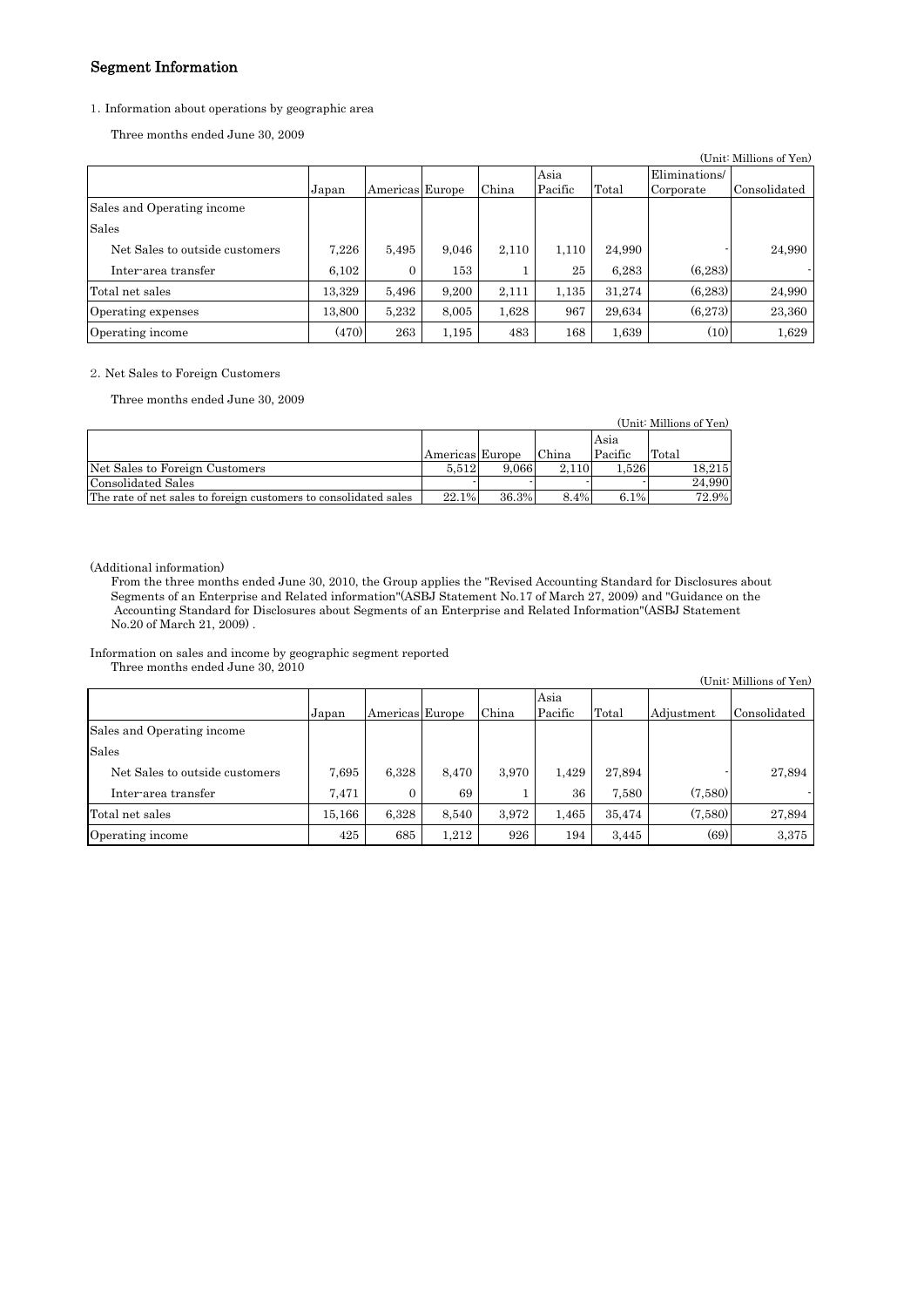# Segment Information

1. Information about operations by geographic area

Three months ended June 30, 2009

(Unit: Millions of Yen)

| | Japan | Americas | Europe | China | Asia Pacific | Total | Eliminations/ Corporate | Consolidated |
|---|---|---|---|---|---|---|---|---|
| Sales and Operating income | | | | | | | | |
| Sales | | | | | | | | |
| Net Sales to outside customers | 7,226 | 5,495 | 9,046 | 2,110 | 1,110 | 24,990 | - | 24,990 |
| Inter-area transfer | 6,102 | 0 | 153 | 1 | 25 | 6,283 | (6,283) | - |
| Total net sales | 13,329 | 5,496 | 9,200 | 2,111 | 1,135 | 31,274 | (6,283) | 24,990 |
| Operating expenses | 13,800 | 5,232 | 8,005 | 1,628 | 967 | 29,634 | (6,273) | 23,360 |
| Operating income | (470) | 263 | 1,195 | 483 | 168 | 1,639 | (10) | 1,629 |

2. Net Sales to Foreign Customers

Three months ended June 30, 2009

(Unit: Millions of Yen)

| | Americas | Europe | China | Asia Pacific | Total |
|---|---|---|---|---|---|
| Net Sales to Foreign Customers | 5,512 | 9,066 | 2,110 | 1,526 | 18,215 |
| Consolidated Sales | - | - | - | - | 24,990 |
| The rate of net sales to foreign customers to consolidated sales | 22.1% | 36.3% | 8.4% | 6.1% | 72.9% |

(Additional information)

From the three months ended June 30, 2010, the Group applies the "Revised Accounting Standard for Disclosures about Segments of an Enterprise and Related information"(ASBJ Statement No.17 of March 27, 2009) and "Guidance on the Accounting Standard for Disclosures about Segments of an Enterprise and Related Information"(ASBJ Statement No.20 of March 21, 2009) .

Information on sales and income by geographic segment reported

Three months ended June 30, 2010

(Unit: Millions of Yen)

| | Japan | Americas | Europe | China | Asia Pacific | Total | Adjustment | Consolidated |
|---|---|---|---|---|---|---|---|---|
| Sales and Operating income | | | | | | | | |
| Sales | | | | | | | | |
| Net Sales to outside customers | 7,695 | 6,328 | 8,470 | 3,970 | 1,429 | 27,894 | - | 27,894 |
| Inter-area transfer | 7,471 | 0 | 69 | 1 | 36 | 7,580 | (7,580) | - |
| Total net sales | 15,166 | 6,328 | 8,540 | 3,972 | 1,465 | 35,474 | (7,580) | 27,894 |
| Operating income | 425 | 685 | 1,212 | 926 | 194 | 3,445 | (69) | 3,375 |